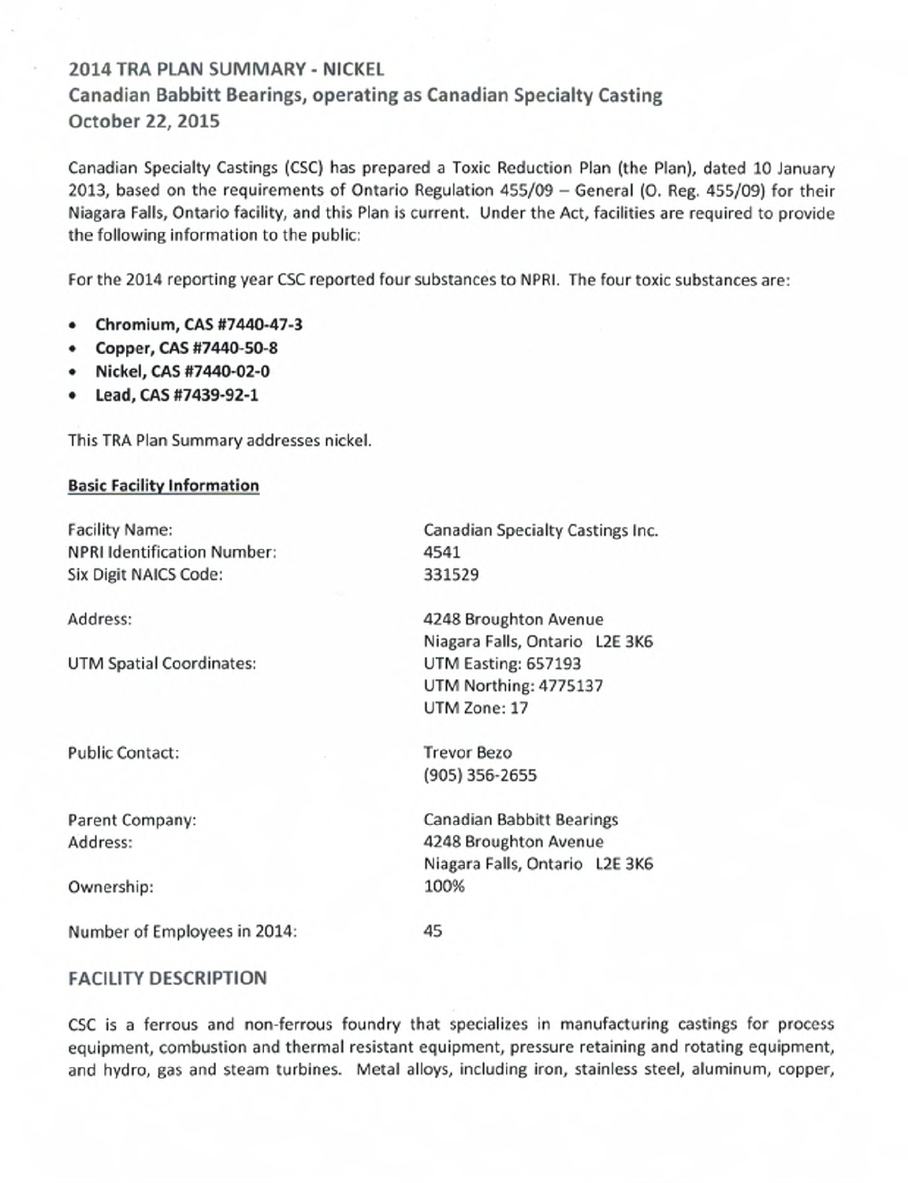# 2014 TRA PLAN SUMMARY - NICKEL

## Canadian Babbitt Bearings, operating as Canadian Specialty Casting

## October 22, 2015

Canadian Specialty Castings (CSC) has prepared a Toxic Reduction Plan (the Plan), dated 10 January 2013, based on the requirements of Ontario Regulation 455/09 – General (O. Reg. 455/09) for their Niagara Falls, Ontario facility, and this Plan is current. Under the Act, facilities are required to provide the following information to the public:

For the 2014 reporting year CSC reported four substances to NPRI. The four toxic substances are:

- **Chromium, CAS #7440-47-3**
- **Copper, CAS #7440-50-8**
- **Nickel, CAS #7440-02-0**
- **Lead, CAS #7439-92-1**

This TRA Plan Summary addresses nickel.

**Basic Facility Information**

| | |
|---|---|
| Facility Name: | Canadian Specialty Castings Inc. |
| NPRI Identification Number: | 4541 |
| Six Digit NAICS Code: | 331529 |
| Address: | 4248 Broughton Avenue<br>Niagara Falls, Ontario L2E 3K6 |
| UTM Spatial Coordinates: | UTM Easting: 657193<br>UTM Northing: 4775137<br>UTM Zone: 17 |
| Public Contact: | Trevor Bezo<br>(905) 356-2655 |
| Parent Company:<br>Address: | Canadian Babbitt Bearings<br>4248 Broughton Avenue<br>Niagara Falls, Ontario L2E 3K6 |
| Ownership: | 100% |
| Number of Employees in 2014: | 45 |

## FACILITY DESCRIPTION

CSC is a ferrous and non-ferrous foundry that specializes in manufacturing castings for process equipment, combustion and thermal resistant equipment, pressure retaining and rotating equipment, and hydro, gas and steam turbines. Metal alloys, including iron, stainless steel, aluminum, copper,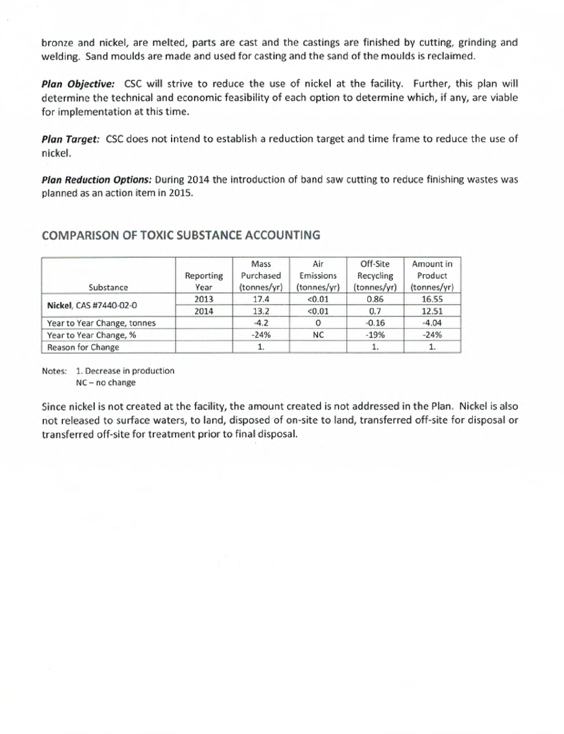bronze and nickel, are melted, parts are cast and the castings are finished by cutting, grinding and welding. Sand moulds are made and used for casting and the sand of the moulds is reclaimed.

***Plan Objective:*** CSC will strive to reduce the use of nickel at the facility. Further, this plan will determine the technical and economic feasibility of each option to determine which, if any, are viable for implementation at this time.

***Plan Target:*** CSC does not intend to establish a reduction target and time frame to reduce the use of nickel.

***Plan Reduction Options:*** During 2014 the introduction of band saw cutting to reduce finishing wastes was planned as an action item in 2015.

## COMPARISON OF TOXIC SUBSTANCE ACCOUNTING

| Substance | Reporting Year | Mass Purchased (tonnes/yr) | Air Emissions (tonnes/yr) | Off-Site Recycling (tonnes/yr) | Amount in Product (tonnes/yr) |
|---|---|---|---|---|---|
| **Nickel**, CAS #7440-02-0 | 2013 | 17.4 | <0.01 | 0.86 | 16.55 |
| | 2014 | 13.2 | <0.01 | 0.7 | 12.51 |
| Year to Year Change, tonnes | | -4.2 | 0 | -0.16 | -4.04 |
| Year to Year Change, % | | -24% | NC | -19% | -24% |
| Reason for Change | | 1. | | 1. | 1. |

Notes: 1. Decrease in production
NC – no change

Since nickel is not created at the facility, the amount created is not addressed in the Plan. Nickel is also not released to surface waters, to land, disposed of on-site to land, transferred off-site for disposal or transferred off-site for treatment prior to final disposal.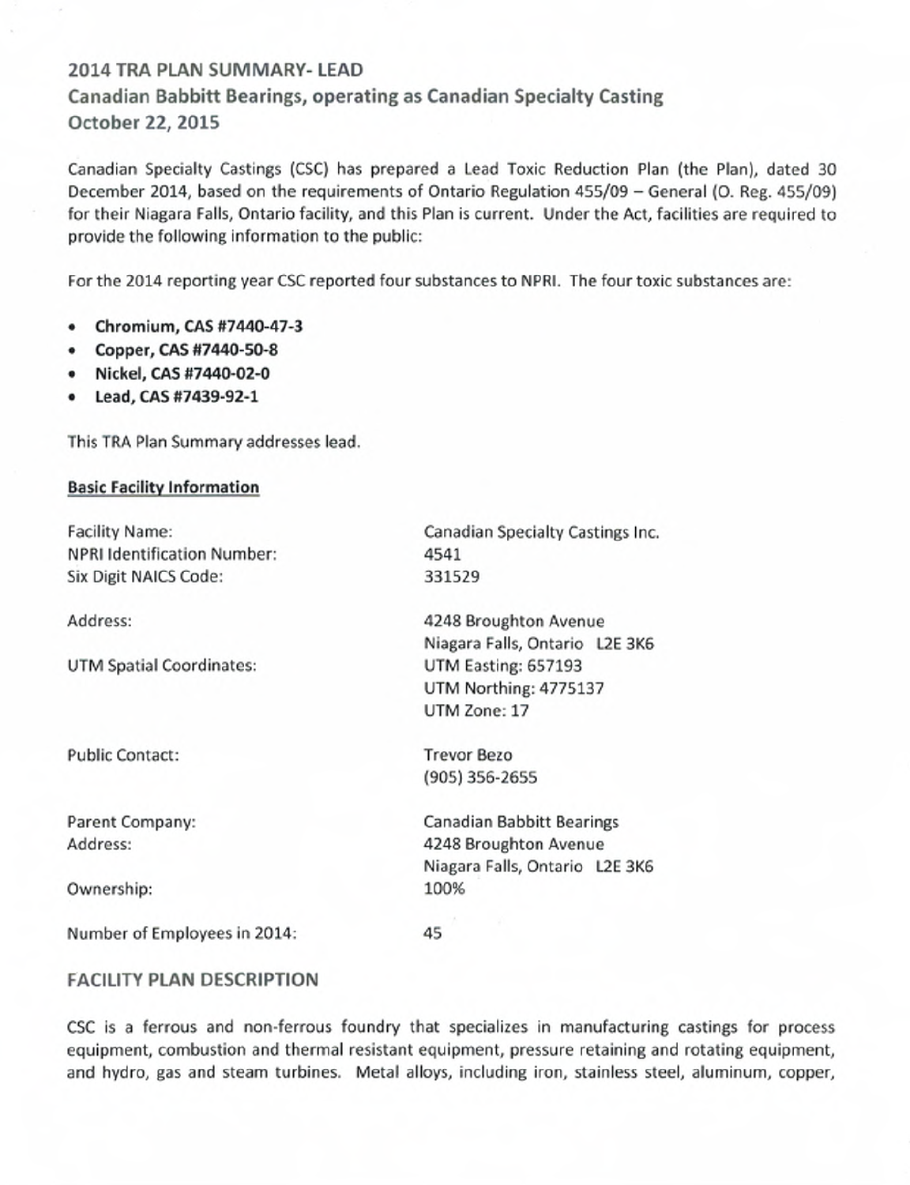## 2014 TRA PLAN SUMMARY- LEAD

## Canadian Babbitt Bearings, operating as Canadian Specialty Casting

## October 22, 2015

Canadian Specialty Castings (CSC) has prepared a Lead Toxic Reduction Plan (the Plan), dated 30 December 2014, based on the requirements of Ontario Regulation 455/09 – General (O. Reg. 455/09) for their Niagara Falls, Ontario facility, and this Plan is current. Under the Act, facilities are required to provide the following information to the public:

For the 2014 reporting year CSC reported four substances to NPRI. The four toxic substances are:

- **Chromium, CAS #7440-47-3**
- **Copper, CAS #7440-50-8**
- **Nickel, CAS #7440-02-0**
- **Lead, CAS #7439-92-1**

This TRA Plan Summary addresses lead.

**Basic Facility Information**

| | |
|---|---|
| Facility Name: | Canadian Specialty Castings Inc. |
| NPRI Identification Number: | 4541 |
| Six Digit NAICS Code: | 331529 |
| Address: | 4248 Broughton Avenue<br>Niagara Falls, Ontario L2E 3K6 |
| UTM Spatial Coordinates: | UTM Easting: 657193<br>UTM Northing: 4775137<br>UTM Zone: 17 |
| Public Contact: | Trevor Bezo<br>(905) 356-2655 |
| Parent Company: | Canadian Babbitt Bearings |
| Address: | 4248 Broughton Avenue<br>Niagara Falls, Ontario L2E 3K6 |
| Ownership: | 100% |
| Number of Employees in 2014: | 45 |

## FACILITY PLAN DESCRIPTION

CSC is a ferrous and non-ferrous foundry that specializes in manufacturing castings for process equipment, combustion and thermal resistant equipment, pressure retaining and rotating equipment, and hydro, gas and steam turbines. Metal alloys, including iron, stainless steel, aluminum, copper,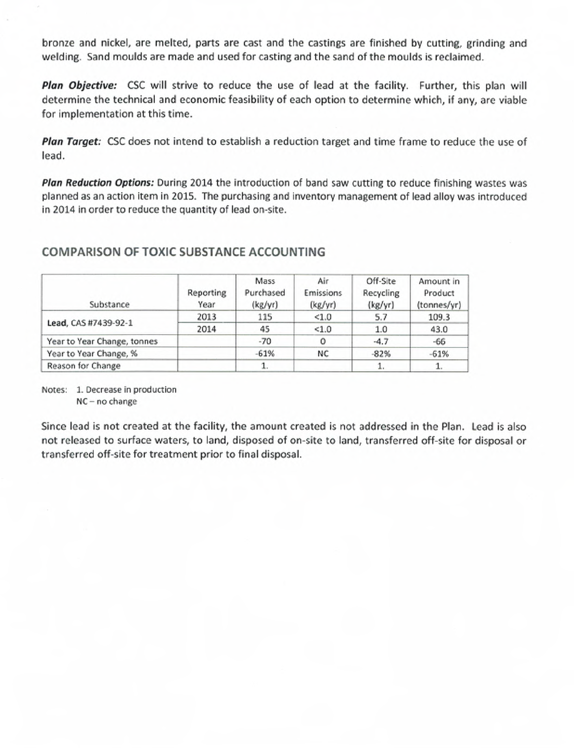bronze and nickel, are melted, parts are cast and the castings are finished by cutting, grinding and welding. Sand moulds are made and used for casting and the sand of the moulds is reclaimed.

***Plan Objective:*** CSC will strive to reduce the use of lead at the facility. Further, this plan will determine the technical and economic feasibility of each option to determine which, if any, are viable for implementation at this time.

***Plan Target:*** CSC does not intend to establish a reduction target and time frame to reduce the use of lead.

***Plan Reduction Options:*** During 2014 the introduction of band saw cutting to reduce finishing wastes was planned as an action item in 2015. The purchasing and inventory management of lead alloy was introduced in 2014 in order to reduce the quantity of lead on-site.

## COMPARISON OF TOXIC SUBSTANCE ACCOUNTING

| Substance | Reporting Year | Mass Purchased (kg/yr) | Air Emissions (kg/yr) | Off-Site Recycling (kg/yr) | Amount in Product (tonnes/yr) |
|---|---|---|---|---|---|
| **Lead**, CAS #7439-92-1 | 2013 | 115 | <1.0 | 5.7 | 109.3 |
| | 2014 | 45 | <1.0 | 1.0 | 43.0 |
| Year to Year Change, tonnes | | -70 | 0 | -4.7 | -66 |
| Year to Year Change, % | | -61% | NC | -82% | -61% |
| Reason for Change | | 1. | | 1. | 1. |

Notes: 1. Decrease in production
NC – no change

Since lead is not created at the facility, the amount created is not addressed in the Plan. Lead is also not released to surface waters, to land, disposed of on-site to land, transferred off-site for disposal or transferred off-site for treatment prior to final disposal.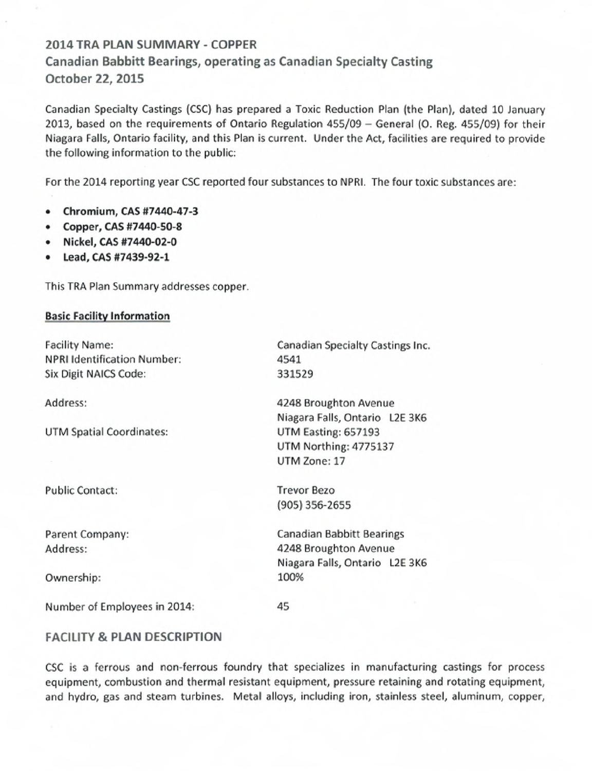## 2014 TRA PLAN SUMMARY - COPPER

## Canadian Babbitt Bearings, operating as Canadian Specialty Casting

## October 22, 2015

Canadian Specialty Castings (CSC) has prepared a Toxic Reduction Plan (the Plan), dated 10 January 2013, based on the requirements of Ontario Regulation 455/09 – General (O. Reg. 455/09) for their Niagara Falls, Ontario facility, and this Plan is current. Under the Act, facilities are required to provide the following information to the public:

For the 2014 reporting year CSC reported four substances to NPRI. The four toxic substances are:

- **Chromium, CAS #7440-47-3**
- **Copper, CAS #7440-50-8**
- **Nickel, CAS #7440-02-0**
- **Lead, CAS #7439-92-1**

This TRA Plan Summary addresses copper.

### Basic Facility Information

| | |
|---|---|
| Facility Name: | Canadian Specialty Castings Inc. |
| NPRI Identification Number: | 4541 |
| Six Digit NAICS Code: | 331529 |
| Address: | 4248 Broughton Avenue<br>Niagara Falls, Ontario L2E 3K6 |
| UTM Spatial Coordinates: | UTM Easting: 657193<br>UTM Northing: 4775137<br>UTM Zone: 17 |
| Public Contact: | Trevor Bezo<br>(905) 356-2655 |
| Parent Company:<br>Address: | Canadian Babbitt Bearings<br>4248 Broughton Avenue<br>Niagara Falls, Ontario L2E 3K6 |
| Ownership: | 100% |
| Number of Employees in 2014: | 45 |

### FACILITY & PLAN DESCRIPTION

CSC is a ferrous and non-ferrous foundry that specializes in manufacturing castings for process equipment, combustion and thermal resistant equipment, pressure retaining and rotating equipment, and hydro, gas and steam turbines. Metal alloys, including iron, stainless steel, aluminum, copper,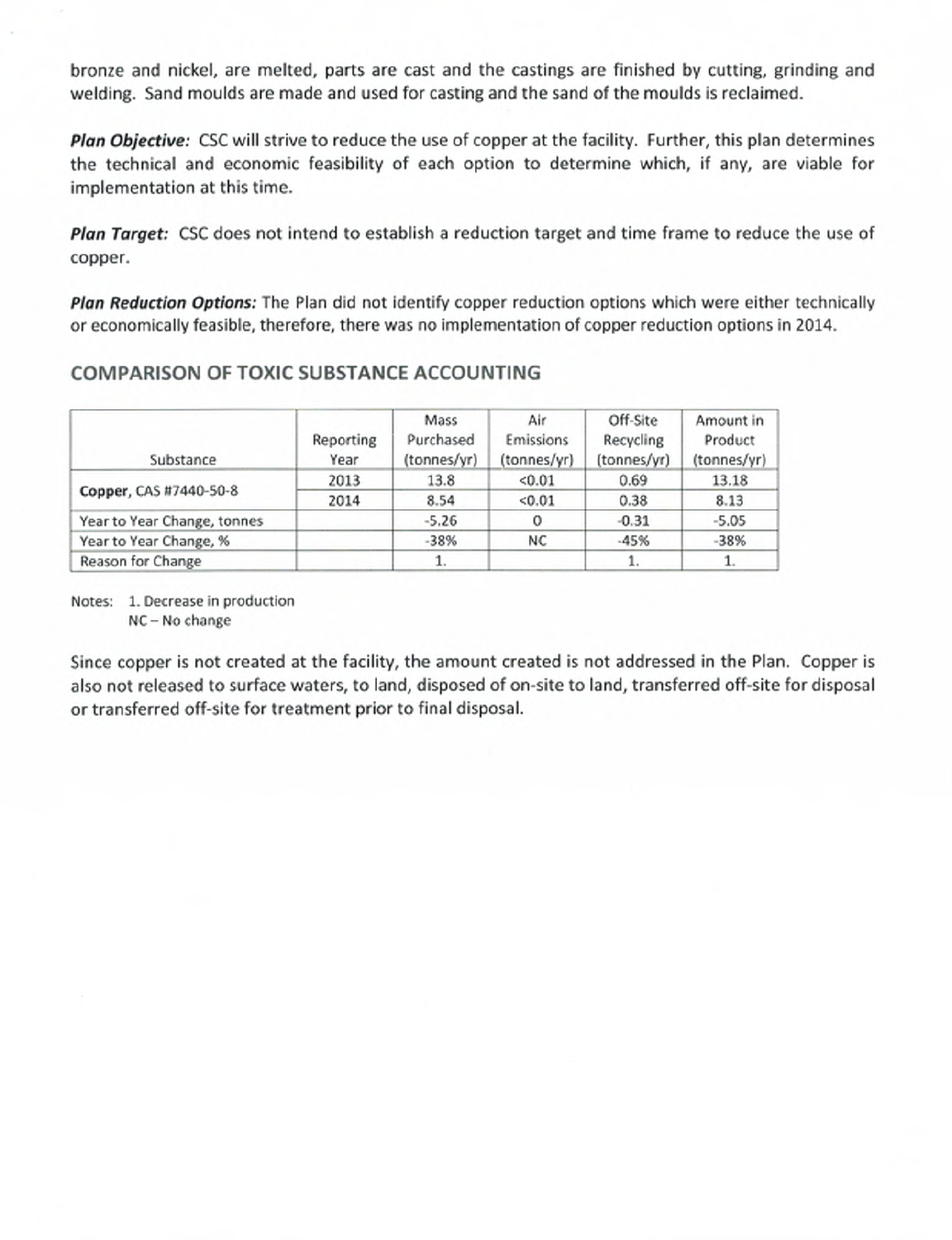bronze and nickel, are melted, parts are cast and the castings are finished by cutting, grinding and welding. Sand moulds are made and used for casting and the sand of the moulds is reclaimed.

***Plan Objective:*** CSC will strive to reduce the use of copper at the facility. Further, this plan determines the technical and economic feasibility of each option to determine which, if any, are viable for implementation at this time.

***Plan Target:*** CSC does not intend to establish a reduction target and time frame to reduce the use of copper.

***Plan Reduction Options:*** The Plan did not identify copper reduction options which were either technically or economically feasible, therefore, there was no implementation of copper reduction options in 2014.

## COMPARISON OF TOXIC SUBSTANCE ACCOUNTING

| Substance | Reporting Year | Mass Purchased (tonnes/yr) | Air Emissions (tonnes/yr) | Off-Site Recycling (tonnes/yr) | Amount in Product (tonnes/yr) |
|---|---|---|---|---|---|
| **Copper**, CAS #7440-50-8 | 2013 | 13.8 | <0.01 | 0.69 | 13.18 |
| | 2014 | 8.54 | <0.01 | 0.38 | 8.13 |
| Year to Year Change, tonnes | | -5.26 | 0 | -0.31 | -5.05 |
| Year to Year Change, % | | -38% | NC | -45% | -38% |
| Reason for Change | | 1. | | 1. | 1. |

Notes: 1. Decrease in production
NC – No change

Since copper is not created at the facility, the amount created is not addressed in the Plan. Copper is also not released to surface waters, to land, disposed of on-site to land, transferred off-site for disposal or transferred off-site for treatment prior to final disposal.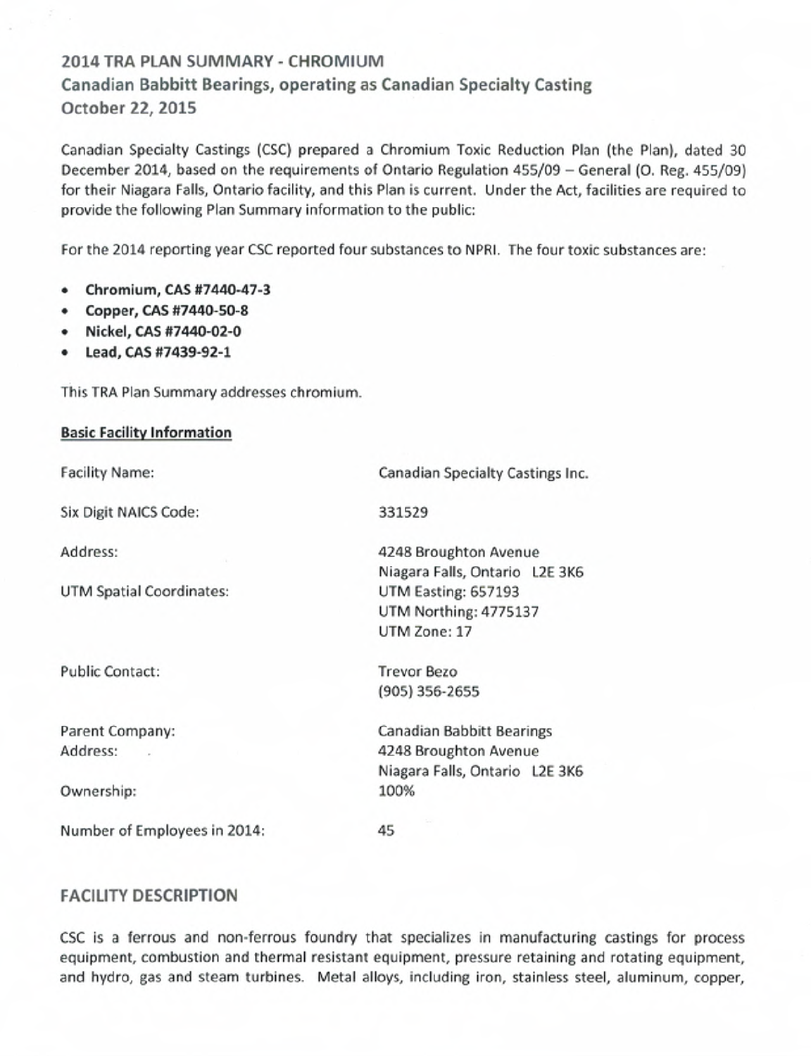## 2014 TRA PLAN SUMMARY - CHROMIUM
## Canadian Babbitt Bearings, operating as Canadian Specialty Casting
## October 22, 2015

Canadian Specialty Castings (CSC) prepared a Chromium Toxic Reduction Plan (the Plan), dated 30 December 2014, based on the requirements of Ontario Regulation 455/09 – General (O. Reg. 455/09) for their Niagara Falls, Ontario facility, and this Plan is current. Under the Act, facilities are required to provide the following Plan Summary information to the public:

For the 2014 reporting year CSC reported four substances to NPRI. The four toxic substances are:

- **Chromium, CAS #7440-47-3**
- **Copper, CAS #7440-50-8**
- **Nickel, CAS #7440-02-0**
- **Lead, CAS #7439-92-1**

This TRA Plan Summary addresses chromium.

**Basic Facility Information**

| | |
|---|---|
| Facility Name: | Canadian Specialty Castings Inc. |
| Six Digit NAICS Code: | 331529 |
| Address: | 4248 Broughton Avenue<br>Niagara Falls, Ontario L2E 3K6 |
| UTM Spatial Coordinates: | UTM Easting: 657193<br>UTM Northing: 4775137<br>UTM Zone: 17 |
| Public Contact: | Trevor Bezo<br>(905) 356-2655 |
| Parent Company:<br>Address: | Canadian Babbitt Bearings<br>4248 Broughton Avenue<br>Niagara Falls, Ontario L2E 3K6 |
| Ownership: | 100% |
| Number of Employees in 2014: | 45 |

## FACILITY DESCRIPTION

CSC is a ferrous and non-ferrous foundry that specializes in manufacturing castings for process equipment, combustion and thermal resistant equipment, pressure retaining and rotating equipment, and hydro, gas and steam turbines. Metal alloys, including iron, stainless steel, aluminum, copper,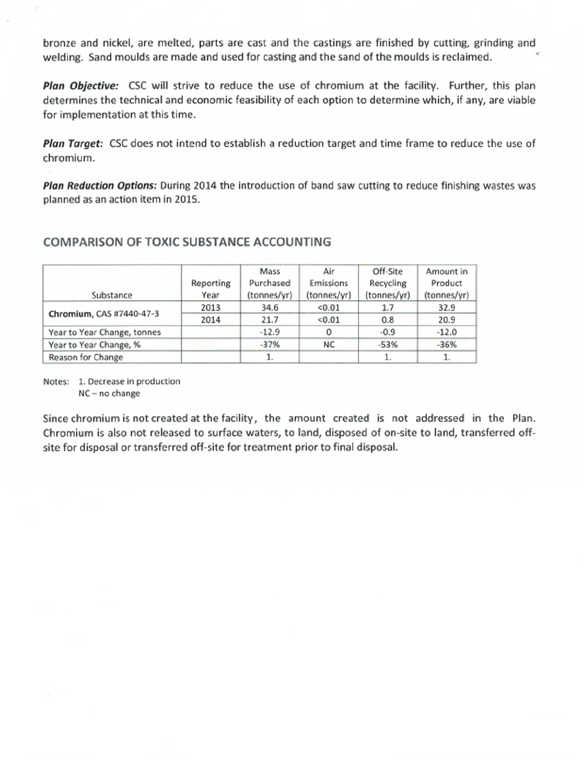bronze and nickel, are melted, parts are cast and the castings are finished by cutting, grinding and welding. Sand moulds are made and used for casting and the sand of the moulds is reclaimed.

***Plan Objective:*** CSC will strive to reduce the use of chromium at the facility. Further, this plan determines the technical and economic feasibility of each option to determine which, if any, are viable for implementation at this time.

***Plan Target:*** CSC does not intend to establish a reduction target and time frame to reduce the use of chromium.

***Plan Reduction Options:*** During 2014 the introduction of band saw cutting to reduce finishing wastes was planned as an action item in 2015.

## COMPARISON OF TOXIC SUBSTANCE ACCOUNTING

| Substance | Reporting Year | Mass Purchased (tonnes/yr) | Air Emissions (tonnes/yr) | Off-Site Recycling (tonnes/yr) | Amount in Product (tonnes/yr) |
|---|---|---|---|---|---|
| **Chromium**, CAS #7440-47-3 | 2013 | 34.6 | <0.01 | 1.7 | 32.9 |
| | 2014 | 21.7 | <0.01 | 0.8 | 20.9 |
| Year to Year Change, tonnes | | -12.9 | 0 | -0.9 | -12.0 |
| Year to Year Change, % | | -37% | NC | -53% | -36% |
| Reason for Change | | 1. | | 1. | 1. |

Notes: 1. Decrease in production
NC – no change

Since chromium is not created at the facility, the amount created is not addressed in the Plan. Chromium is also not released to surface waters, to land, disposed of on-site to land, transferred off-site for disposal or transferred off-site for treatment prior to final disposal.